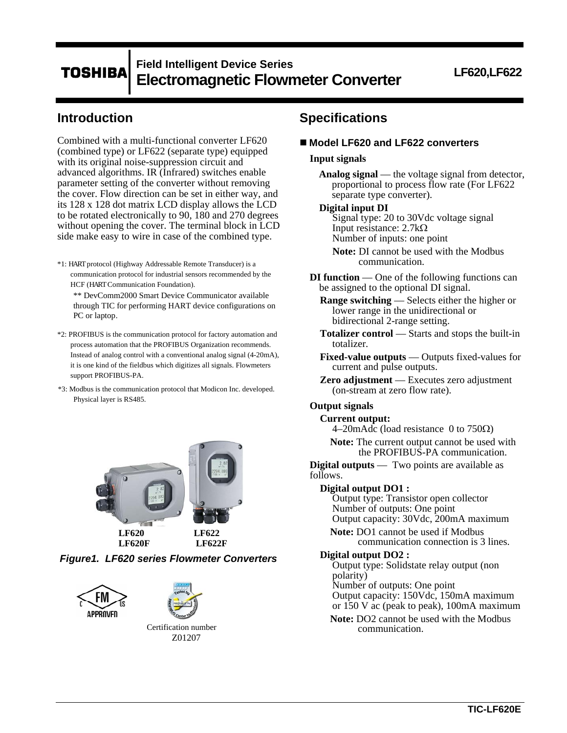# TOSHIBA Field Intelligent Device Series Electromagnetic Flowmeter Converter

**LF620,LF622**

## Introduction

Combined with a multi-functional converter LF620 (combined type) or LF622 (separate type) equipped with its original noise-suppression circuit and advanced algorithms. IR (Infrared) switches enable parameter setting of the converter without removing the cover. Flow direction can be set in either way, and its 128 x 128 dot matrix LCD display allows the LCD to be rotated electronically to 90, 180 and 270 degrees without opening the cover. The terminal block in LCD side make easy to wire in case of the combined type.

*1: HART protocol (Highway Addressable Remote Transducer) is a communication protocol for industrial sensors recommended by the HCF (HART Communication Foundation).

** DevComm2000 Smart Device Communicator available through TIC for performing HART device configurations on PC or laptop.

*2: PROFIBUS is the communication protocol for factory automation and process automation that the PROFIBUS Organization recommends. Instead of analog control with a conventional analog signal (4-20mA), it is one kind of the fieldbus which digitizes all signals. Flowmeters support PROFIBUS-PA.

*3: Modbus is the communication protocol that Modicon Inc. developed. Physical layer is RS485.

LF620 LF620F | LF622 LF622F

*Figure1. LF620 series Flowmeter Converters*

Certification number Z01207

## Specifications

### ■ Model LF620 and LF622 converters

**Input signals**

**Analog signal** — the voltage signal from detector, proportional to process flow rate (For LF622 separate type converter).

**Digital input DI**

Signal type: 20 to 30Vdc voltage signal
Input resistance: 2.7kΩ
Number of inputs: one point

**Note:** DI cannot be used with the Modbus communication.

**DI function** — One of the following functions can be assigned to the optional DI signal.

**Range switching** — Selects either the higher or lower range in the unidirectional or bidirectional 2-range setting.

**Totalizer control** — Starts and stops the built-in totalizer.

**Fixed-value outputs** — Outputs fixed-values for current and pulse outputs.

**Zero adjustment** — Executes zero adjustment (on-stream at zero flow rate).

**Output signals**

**Current output:**

4–20mAdc (load resistance 0 to 750Ω)

**Note:** The current output cannot be used with the PROFIBUS-PA communication.

**Digital outputs** — Two points are available as follows.

**Digital output DO1 :**

Output type: Transistor open collector
Number of outputs: One point
Output capacity: 30Vdc, 200mA maximum

**Note:** DO1 cannot be used if Modbus communication connection is 3 lines.

**Digital output DO2 :**

Output type: Solidstate relay output (non polarity)
Number of outputs: One point
Output capacity: 150Vdc, 150mA maximum or 150 V ac (peak to peak), 100mA maximum

**Note:** DO2 cannot be used with the Modbus communication.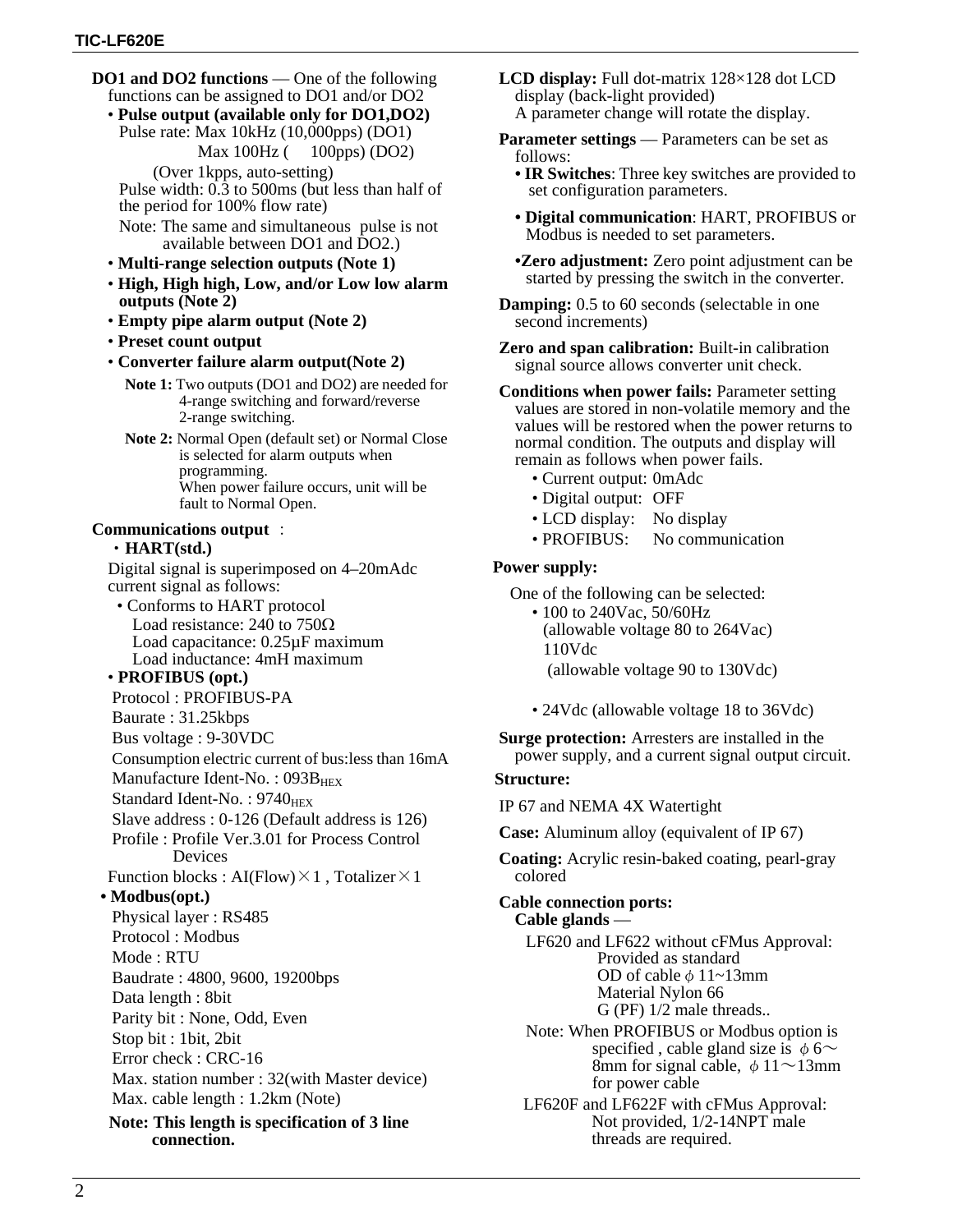**DO1 and DO2 functions** — One of the following functions can be assigned to DO1 and/or DO2

- **Pulse output (available only for DO1,DO2)**
  Pulse rate: Max 10kHz (10,000pps) (DO1)
  Max 100Hz ( 100pps) (DO2)
  (Over 1kpps, auto-setting)
  Pulse width: 0.3 to 500ms (but less than half of the period for 100% flow rate)
  Note: The same and simultaneous pulse is not available between DO1 and DO2.)
- **Multi-range selection outputs (Note 1)**
- **High, High high, Low, and/or Low low alarm outputs (Note 2)**
- **Empty pipe alarm output (Note 2)**
- **Preset count output**
- **Converter failure alarm output(Note 2)**

**Note 1:** Two outputs (DO1 and DO2) are needed for 4-range switching and forward/reverse 2-range switching.

**Note 2:** Normal Open (default set) or Normal Close is selected for alarm outputs when programming.
When power failure occurs, unit will be fault to Normal Open.

**Communications output** ：

・**HART(std.)**

Digital signal is superimposed on 4–20mAdc current signal as follows:

- Conforms to HART protocol
  Load resistance: 240 to 750Ω
  Load capacitance: 0.25μF maximum
  Load inductance: 4mH maximum
- **PROFIBUS (opt.)**
  Protocol : PROFIBUS-PA
  Baurate : 31.25kbps
  Bus voltage : 9-30VDC
  Consumption electric current of bus:less than 16mA
  Manufacture Ident-No. : $093B_{HEX}$
  Standard Ident-No. : $9740_{HEX}$
  Slave address : 0-126 (Default address is 126)
  Profile : Profile Ver.3.01 for Process Control Devices
  Function blocks : AI(Flow)×1 , Totalizer×1
- **Modbus(opt.)**
  Physical layer : RS485
  Protocol : Modbus
  Mode : RTU
  Baudrate : 4800, 9600, 19200bps
  Data length : 8bit
  Parity bit : None, Odd, Even
  Stop bit : 1bit, 2bit
  Error check : CRC-16
  Max. station number : 32(with Master device)
  Max. cable length : 1.2km (Note)

**Note: This length is specification of 3 line connection.**

**LCD display:** Full dot-matrix 128×128 dot LCD display (back-light provided)
A parameter change will rotate the display.

**Parameter settings** — Parameters can be set as follows:

- **IR Switches**: Three key switches are provided to set configuration parameters.
- **Digital communication**: HART, PROFIBUS or Modbus is needed to set parameters.
- **Zero adjustment:** Zero point adjustment can be started by pressing the switch in the converter.

**Damping:** 0.5 to 60 seconds (selectable in one second increments)

**Zero and span calibration:** Built-in calibration signal source allows converter unit check.

**Conditions when power fails:** Parameter setting values are stored in non-volatile memory and the values will be restored when the power returns to normal condition. The outputs and display will remain as follows when power fails.

- Current output: 0mAdc
- Digital output: OFF
- LCD display: No display
- PROFIBUS: No communication

**Power supply:**

One of the following can be selected:

- 100 to 240Vac, 50/60Hz
  (allowable voltage 80 to 264Vac)
  110Vdc
  (allowable voltage 90 to 130Vdc)
- 24Vdc (allowable voltage 18 to 36Vdc)

**Surge protection:** Arresters are installed in the power supply, and a current signal output circuit.

**Structure:**

IP 67 and NEMA 4X Watertight

**Case:** Aluminum alloy (equivalent of IP 67)

**Coating:** Acrylic resin-baked coating, pearl-gray colored

**Cable connection ports:**
**Cable glands** —

LF620 and LF622 without cFMus Approval:
Provided as standard
OD of cable ϕ 11~13mm
Material Nylon 66
G (PF) 1/2 male threads..

Note: When PROFIBUS or Modbus option is specified , cable gland size is ϕ 6～8mm for signal cable, ϕ 11～13mm for power cable

LF620F and LF622F with cFMus Approval:
Not provided, 1/2-14NPT male threads are required.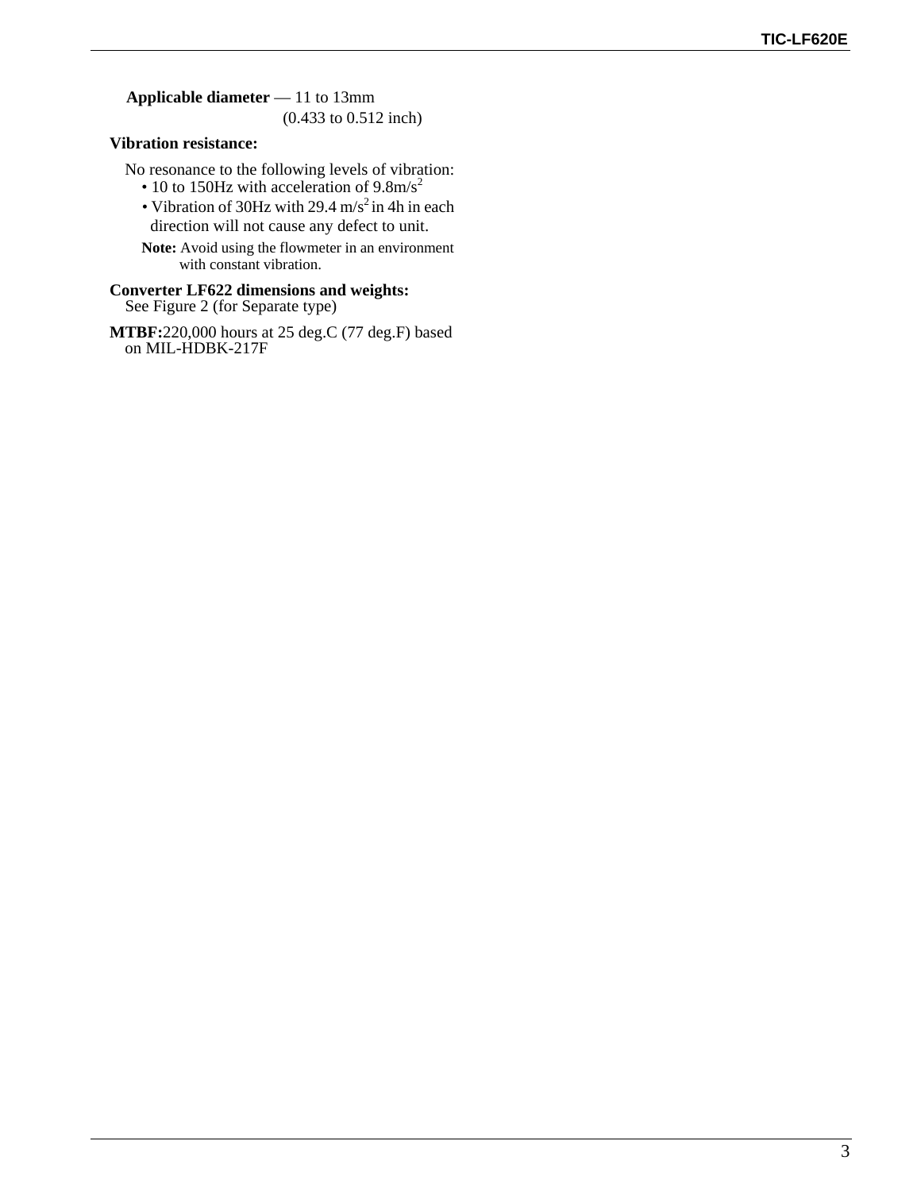**Applicable diameter** — 11 to 13mm
(0.433 to 0.512 inch)

**Vibration resistance:**

No resonance to the following levels of vibration:

- 10 to 150Hz with acceleration of $9.8m/s^2$
- Vibration of 30Hz with $29.4\ m/s^2$ in 4h in each direction will not cause any defect to unit.

**Note:** Avoid using the flowmeter in an environment with constant vibration.

**Converter LF622 dimensions and weights:**
See Figure 2 (for Separate type)

**MTBF:**220,000 hours at 25 deg.C (77 deg.F) based on MIL-HDBK-217F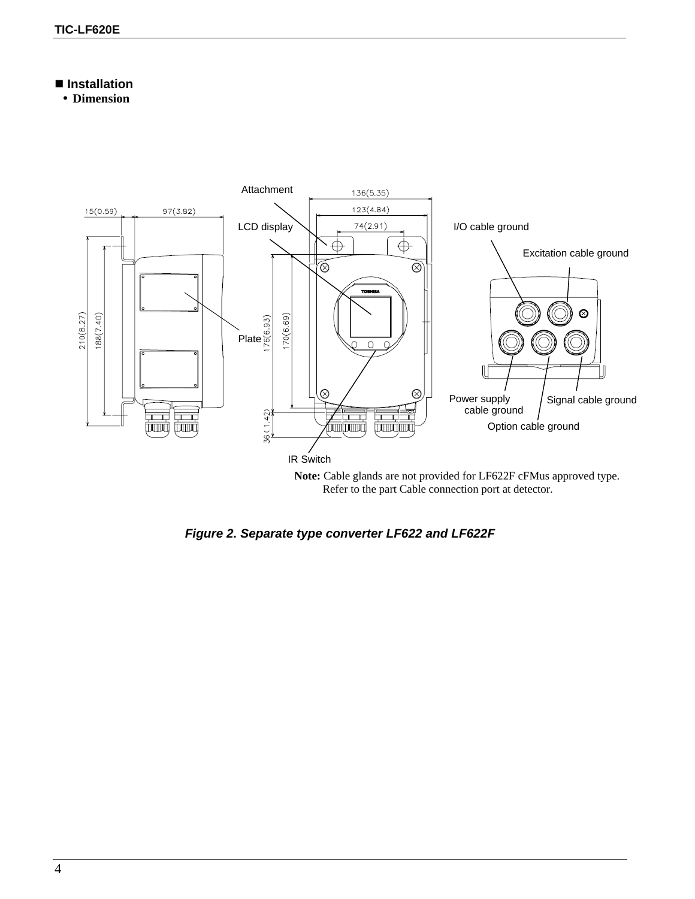## ■ Installation

- **Dimension**

**Note:** Cable glands are not provided for LF622F cFMus approved type. Refer to the part Cable connection port at detector.

***Figure 2. Separate type converter LF622 and LF622F***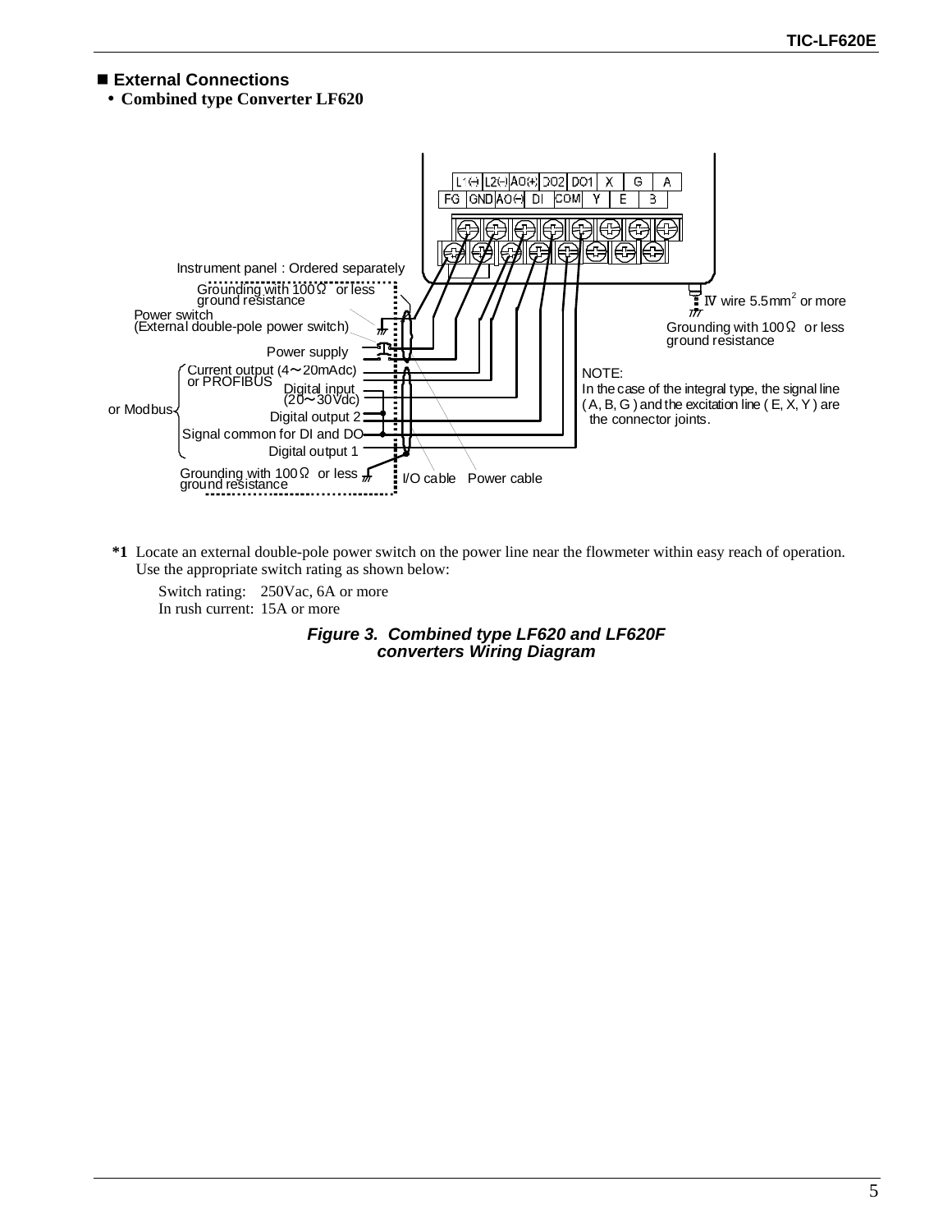## ■ External Connections

• **Combined type Converter LF620**

L1(+) L2(−) AO(+) DO2 DO1 X G A
FG GND AO(−) DI COM Y E B

Instrument panel : Ordered separately

Grounding with 100Ω or less ground resistance

Power switch (External double-pole power switch)

Power supply

Current output (4～20mAdc) or PROFIBUS

Digital input (20～30Vdc)

or Modbus

Digital output 2

Signal common for DI and DO

Digital output 1

Grounding with 100Ω or less ground resistance

I/O cable Power cable

IV wire 5.5mm$^2$ or more

Grounding with 100Ω or less ground resistance

NOTE:
In the case of the integral type, the signal line ( A, B, G ) and the excitation line ( E, X, Y ) are the connector joints.

**\*1** Locate an external double-pole power switch on the power line near the flowmeter within easy reach of operation. Use the appropriate switch rating as shown below:

Switch rating: 250Vac, 6A or more
In rush current: 15A or more

***Figure 3. Combined type LF620 and LF620F converters Wiring Diagram***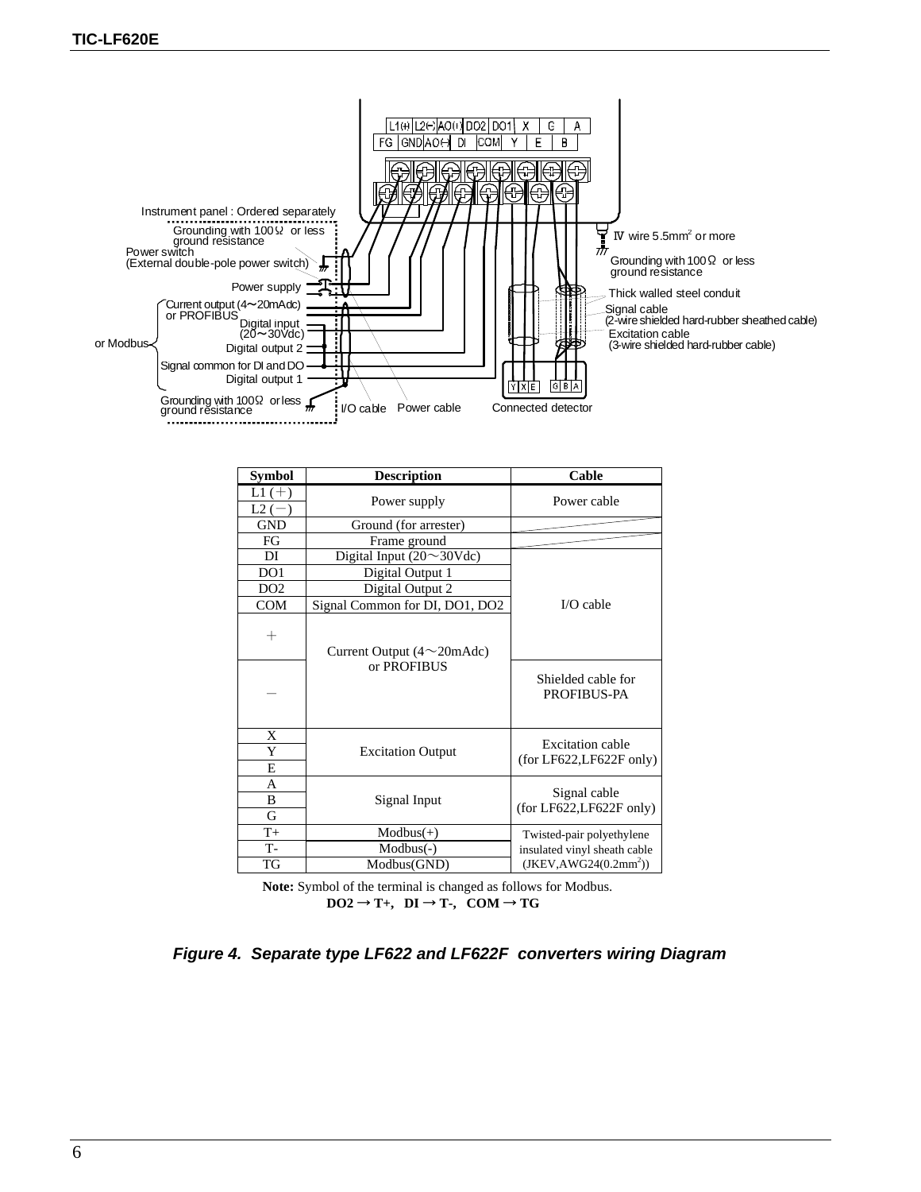Instrument panel : Ordered separately

Grounding with 100Ω or less ground resistance

Power switch (External double-pole power switch)

Power supply

Current output (4～20mAdc) or PROFIBUS

Digital input (20～30Vdc)

or Modbus

Digital output 2

Signal common for DI and DO

Digital output 1

Grounding with 100Ω or less ground resistance

I/O cable

Power cable

Connected detector

IV wire 5.5mm² or more

Grounding with 100Ω or less ground resistance

Thick walled steel conduit

Signal cable (2-wire shielded hard-rubber sheathed cable)

Excitation cable (3-wire shielded hard-rubber cable)

| Symbol | Description | Cable |
|---|---|---|
| L1 (＋) | Power supply | Power cable |
| L2 (－) | | |
| GND | Ground (for arrester) | |
| FG | Frame ground | |
| DI | Digital Input (20～30Vdc) | I/O cable |
| DO1 | Digital Output 1 | |
| DO2 | Digital Output 2 | |
| COM | Signal Common for DI, DO1, DO2 | |
| ＋ | Current Output (4～20mAdc) or PROFIBUS | |
| － | | Shielded cable for PROFIBUS-PA |
| X | Excitation Output | Excitation cable (for LF622,LF622F only) |
| Y | | |
| E | | |
| A | Signal Input | Signal cable (for LF622,LF622F only) |
| B | | |
| G | | |
| T+ | Modbus(+) | Twisted-pair polyethylene insulated vinyl sheath cable (JKEV,AWG24(0.2mm²)) |
| T- | Modbus(-) | |
| TG | Modbus(GND) | |

**Note:** Symbol of the terminal is changed as follows for Modbus.
**DO2 → T+, DI → T-, COM → TG**

***Figure 4. Separate type LF622 and LF622F converters wiring Diagram***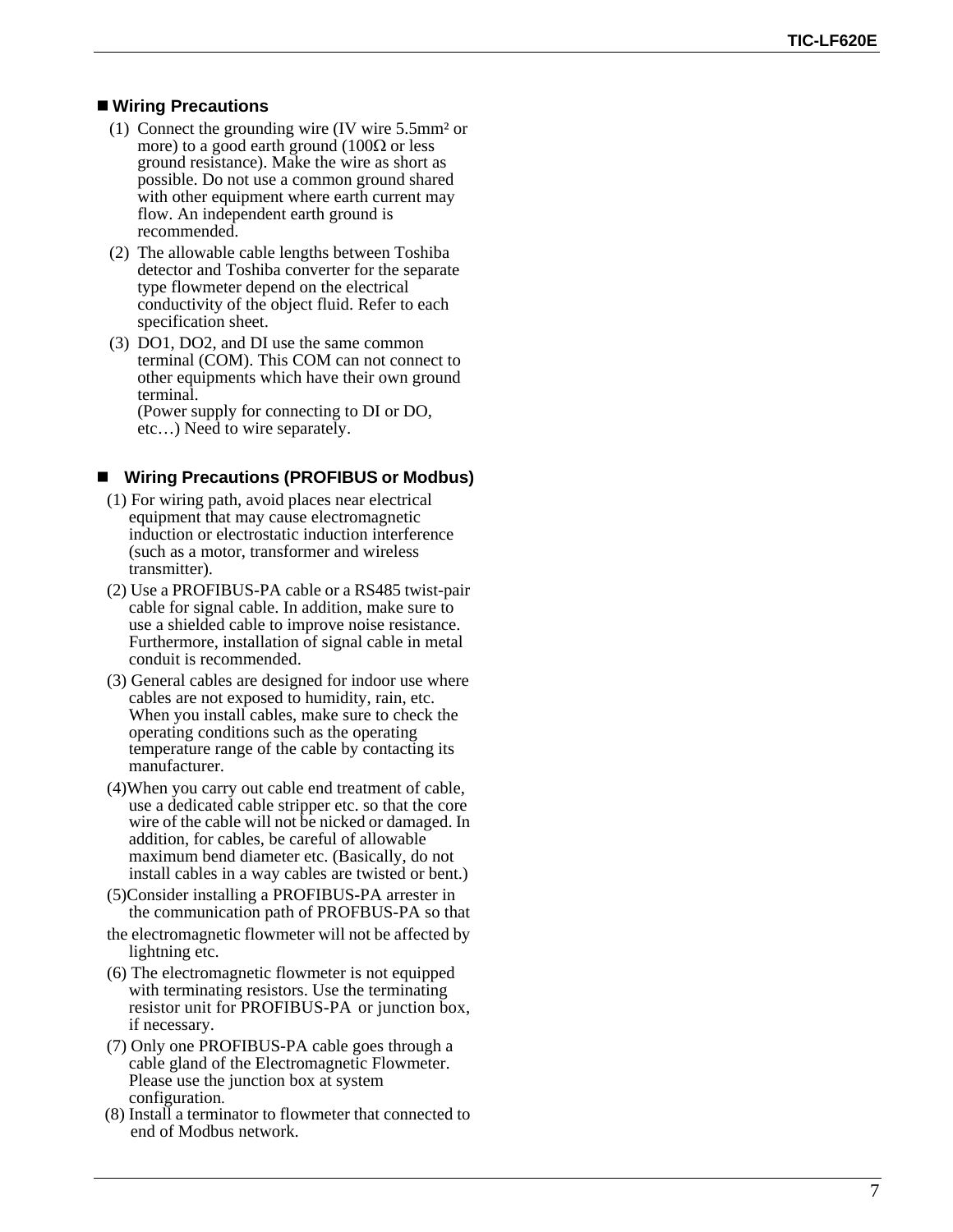## ■ Wiring Precautions

(1) Connect the grounding wire (IV wire 5.5mm² or more) to a good earth ground (100Ω or less ground resistance). Make the wire as short as possible. Do not use a common ground shared with other equipment where earth current may flow. An independent earth ground is recommended.

(2) The allowable cable lengths between Toshiba detector and Toshiba converter for the separate type flowmeter depend on the electrical conductivity of the object fluid. Refer to each specification sheet.

(3) DO1, DO2, and DI use the same common terminal (COM). This COM can not connect to other equipments which have their own ground terminal.
(Power supply for connecting to DI or DO, etc…) Need to wire separately.

## ■ Wiring Precautions (PROFIBUS or Modbus)

(1) For wiring path, avoid places near electrical equipment that may cause electromagnetic induction or electrostatic induction interference (such as a motor, transformer and wireless transmitter).

(2) Use a PROFIBUS-PA cable or a RS485 twist-pair cable for signal cable. In addition, make sure to use a shielded cable to improve noise resistance. Furthermore, installation of signal cable in metal conduit is recommended.

(3) General cables are designed for indoor use where cables are not exposed to humidity, rain, etc. When you install cables, make sure to check the operating conditions such as the operating temperature range of the cable by contacting its manufacturer.

(4)When you carry out cable end treatment of cable, use a dedicated cable stripper etc. so that the core wire of the cable will not be nicked or damaged. In addition, for cables, be careful of allowable maximum bend diameter etc. (Basically, do not install cables in a way cables are twisted or bent.)

(5)Consider installing a PROFIBUS-PA arrester in the communication path of PROFBUS-PA so that the electromagnetic flowmeter will not be affected by lightning etc.

(6) The electromagnetic flowmeter is not equipped with terminating resistors. Use the terminating resistor unit for PROFIBUS-PA or junction box, if necessary.

(7) Only one PROFIBUS-PA cable goes through a cable gland of the Electromagnetic Flowmeter. Please use the junction box at system configuration.

(8) Install a terminator to flowmeter that connected to end of Modbus network.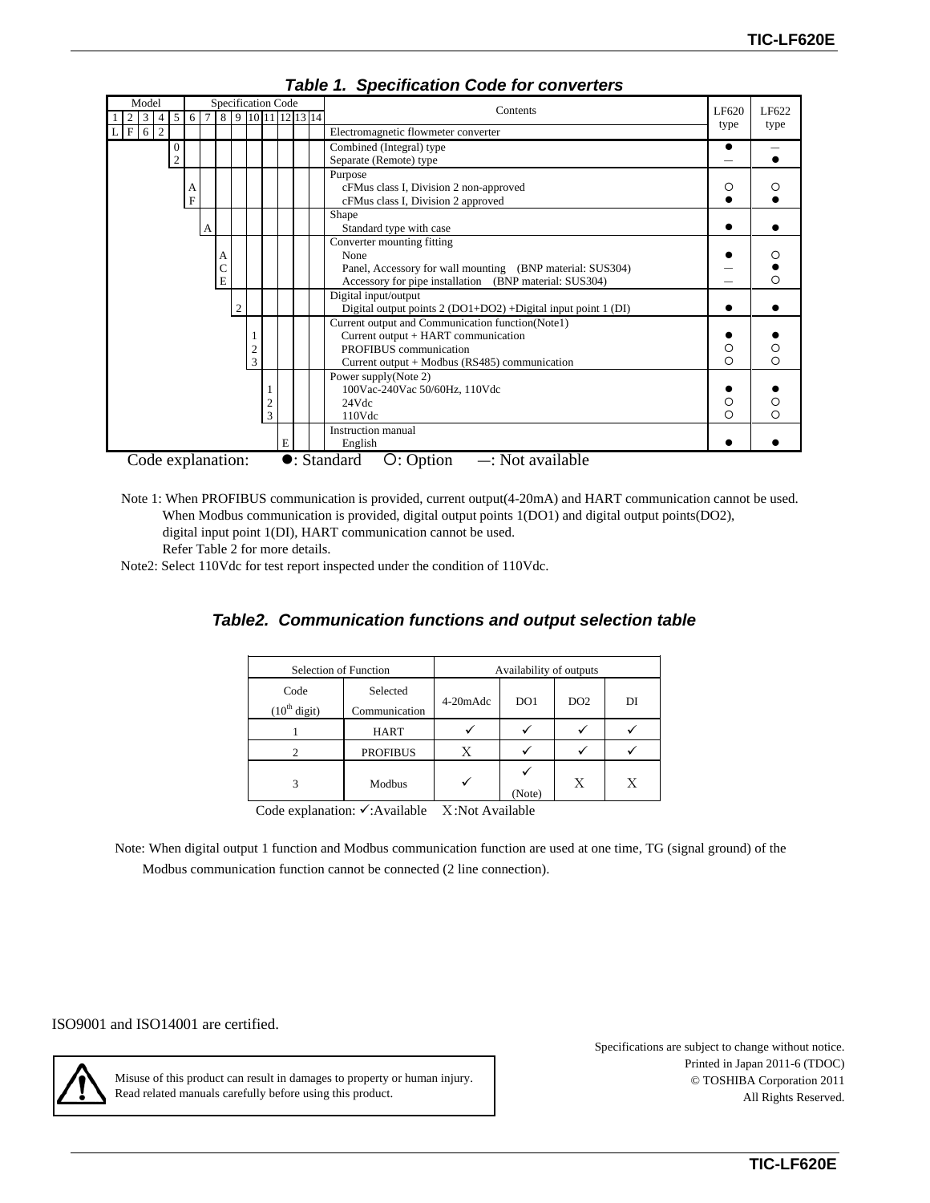*Table 1. Specification Code for converters*

| Model 1 | 2 | 3 | 4 | 5 | Spec 6 | 7 | 8 | 9 | 10 | 11 | 12 | 13 | 14 | Contents | LF620 type | LF622 type |
|---|---|---|---|---|---|---|---|---|---|---|---|---|---|---|---|---|
| L | F | 6 | 2 | | | | | | | | | | | Electromagnetic flowmeter converter | | |
| | | | | 0 | | | | | | | | | | Combined (Integral) type | ● | — |
| | | | | 2 | | | | | | | | | | Separate (Remote) type | — | ● |
| | | | | | | | | | | | | | | Purpose | | |
| | | | | | A | | | | | | | | | cFMus class I, Division 2 non-approved | ○ | ○ |
| | | | | | F | | | | | | | | | cFMus class I, Division 2 approved | ● | ● |
| | | | | | | | | | | | | | | Shape | | |
| | | | | | | A | | | | | | | | Standard type with case | ● | ● |
| | | | | | | | | | | | | | | Converter mounting fitting | | |
| | | | | | | | A | | | | | | | None | ● | ○ |
| | | | | | | | C | | | | | | | Panel, Accessory for wall mounting (BNP material: SUS304) | — | ● |
| | | | | | | | E | | | | | | | Accessory for pipe installation (BNP material: SUS304) | — | ○ |
| | | | | | | | | | | | | | | Digital input/output | | |
| | | | | | | | | 2 | | | | | | Digital output points 2 (DO1+DO2) +Digital input point 1 (DI) | ● | ● |
| | | | | | | | | | | | | | | Current output and Communication function(Note1) | | |
| | | | | | | | | | 1 | | | | | Current output + HART communication | ● | ● |
| | | | | | | | | | 2 | | | | | PROFIBUS communication | ○ | ○ |
| | | | | | | | | | 3 | | | | | Current output + Modbus (RS485) communication | ○ | ○ |
| | | | | | | | | | | | | | | Power supply(Note 2) | | |
| | | | | | | | | | | 1 | | | | 100Vac-240Vac 50/60Hz, 110Vdc | ● | ● |
| | | | | | | | | | | 2 | | | | 24Vdc | ○ | ○ |
| | | | | | | | | | | 3 | | | | 110Vdc | ○ | ○ |
| | | | | | | | | | | | | | | Instruction manual | | |
| | | | | | | | | | | | E | | | English | ● | ● |

Code explanation: ●: Standard ○: Option —: Not available

Note 1: When PROFIBUS communication is provided, current output(4-20mA) and HART communication cannot be used.
When Modbus communication is provided, digital output points 1(DO1) and digital output points(DO2), digital input point 1(DI), HART communication cannot be used.
Refer Table 2 for more details.

Note2: Select 110Vdc for test report inspected under the condition of 110Vdc.

*Table2. Communication functions and output selection table*

| Selection of Function | | Availability of outputs | | | |
|---|---|---|---|---|---|
| Code (10th digit) | Selected Communication | 4-20mAdc | DO1 | DO2 | DI |
| 1 | HART | ✓ | ✓ | ✓ | ✓ |
| 2 | PROFIBUS | X | ✓ | ✓ | ✓ |
| 3 | Modbus | ✓ | ✓ (Note) | X | X |

Code explanation: ✓:Available X:Not Available

Note: When digital output 1 function and Modbus communication function are used at one time, TG (signal ground) of the Modbus communication function cannot be connected (2 line connection).

ISO9001 and ISO14001 are certified.

Misuse of this product can result in damages to property or human injury. Read related manuals carefully before using this product.

Specifications are subject to change without notice.
Printed in Japan 2011-6 (TDOC)
© TOSHIBA Corporation 2011
All Rights Reserved.